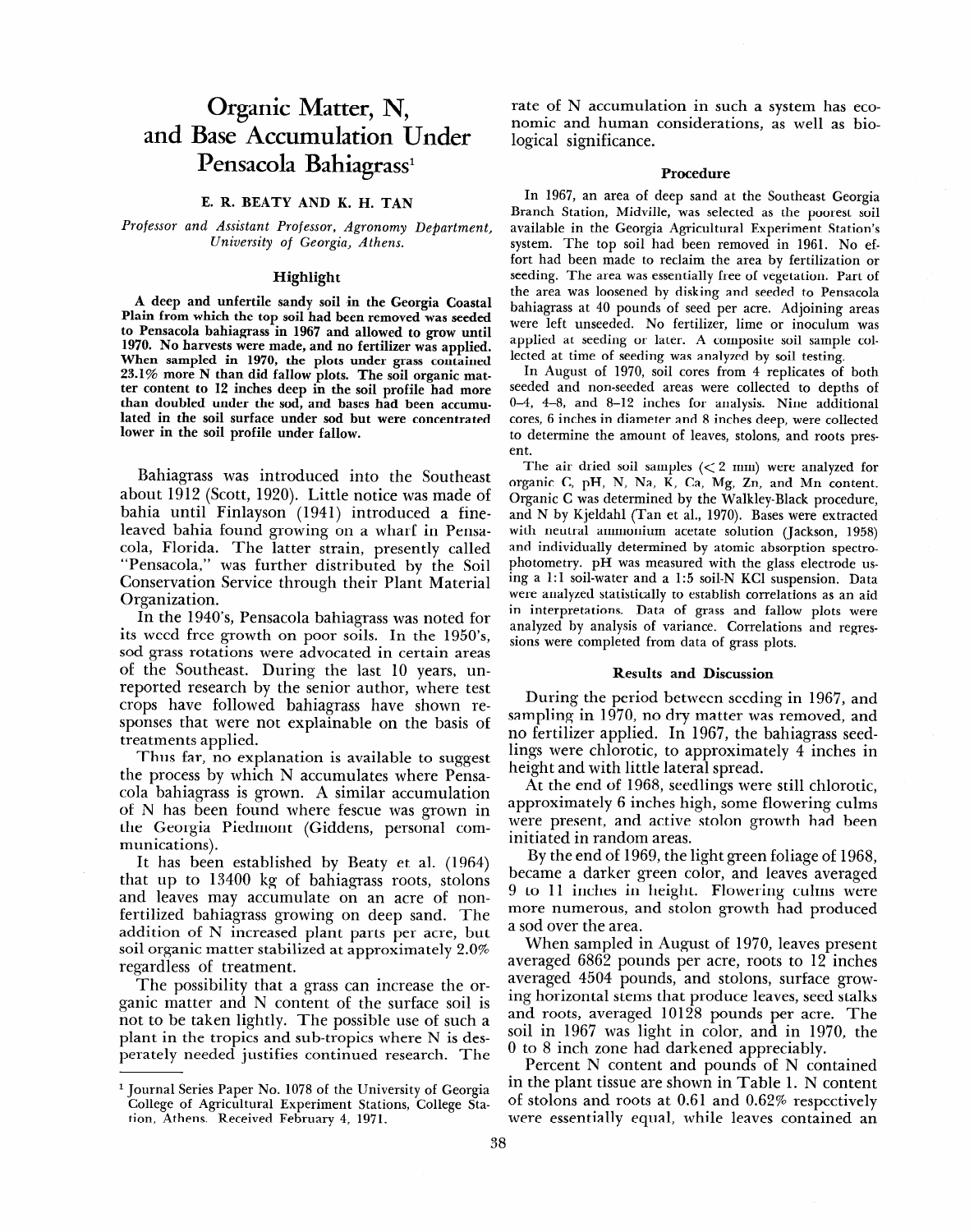# Organic Matter, N, and Base Accumulation Under Pensacola Bahiagrass[1]

**E. R. BEATY AND K. H. TAN**

*Professor and Assistant Professor, Agronomy Department, University of Georgia, Athens.*

## Highlight

**A deep and unfertile sandy soil in the Georgia Coastal Plain from which the top soil had been removed was seeded to Pensacola bahiagrass in 1967 and allowed to grow until 1970. No harvests were made, and no fertilizer was applied. When sampled in 1970, the plots under grass contained 23.1% more N than did fallow plots. The soil organic matter content to 12 inches deep in the soil profile had more than doubled under the sod, and bases had been accumulated in the soil surface under sod but were concentrated lower in the soil profile under fallow.**

Bahiagrass was introduced into the Southeast about 1912 (Scott, 1920). Little notice was made of bahia until Finlayson (1941) introduced a fine-leaved bahia found growing on a wharf in Pensacola, Florida. The latter strain, presently called "Pensacola," was further distributed by the Soil Conservation Service through their Plant Material Organization.

In the 1940's, Pensacola bahiagrass was noted for its weed free growth on poor soils. In the 1950's, sod grass rotations were advocated in certain areas of the Southeast. During the last 10 years, unreported research by the senior author, where test crops have followed bahiagrass have shown responses that were not explainable on the basis of treatments applied.

Thus far, no explanation is available to suggest the process by which N accumulates where Pensacola bahiagrass is grown. A similar accumulation of N has been found where fescue was grown in the Georgia Piedmont (Giddens, personal communications).

It has been established by Beaty et al. (1964) that up to 13400 kg of bahiagrass roots, stolons and leaves may accumulate on an acre of non-fertilized bahiagrass growing on deep sand. The addition of N increased plant parts per acre, but soil organic matter stabilized at approximately 2.0% regardless of treatment.

The possibility that a grass can increase the organic matter and N content of the surface soil is not to be taken lightly. The possible use of such a plant in the tropics and sub-tropics where N is desperately needed justifies continued research. The rate of N accumulation in such a system has economic and human considerations, as well as biological significance.

[1] Journal Series Paper No. 1078 of the University of Georgia College of Agricultural Experiment Stations, College Station, Athens. Received February 4, 1971.

## Procedure

In 1967, an area of deep sand at the Southeast Georgia Branch Station, Midville, was selected as the poorest soil available in the Georgia Agricultural Experiment Station's system. The top soil had been removed in 1961. No effort had been made to reclaim the area by fertilization or seeding. The area was essentially free of vegetation. Part of the area was loosened by disking and seeded to Pensacola bahiagrass at 40 pounds of seed per acre. Adjoining areas were left unseeded. No fertilizer, lime or inoculum was applied at seeding or later. A composite soil sample collected at time of seeding was analyzed by soil testing.

In August of 1970, soil cores from 4 replicates of both seeded and non-seeded areas were collected to depths of 0–4, 4–8, and 8–12 inches for analysis. Nine additional cores, 6 inches in diameter and 8 inches deep, were collected to determine the amount of leaves, stolons, and roots present.

The air dried soil samples (< 2 mm) were analyzed for organic C, pH, N, Na, K, Ca, Mg, Zn, and Mn content. Organic C was determined by the Walkley-Black procedure, and N by Kjeldahl (Tan et al., 1970). Bases were extracted with neutral ammonium acetate solution (Jackson, 1958) and individually determined by atomic absorption spectrophotometry. pH was measured with the glass electrode using a 1:1 soil-water and a 1:5 soil-N KCl suspension. Data were analyzed statistically to establish correlations as an aid in interpretations. Data of grass and fallow plots were analyzed by analysis of variance. Correlations and regressions were completed from data of grass plots.

## Results and Discussion

During the period between seeding in 1967, and sampling in 1970, no dry matter was removed, and no fertilizer applied. In 1967, the bahiagrass seedlings were chlorotic, to approximately 4 inches in height and with little lateral spread.

At the end of 1968, seedlings were still chlorotic, approximately 6 inches high, some flowering culms were present, and active stolon growth had been initiated in random areas.

By the end of 1969, the light green foliage of 1968, became a darker green color, and leaves averaged 9 to 11 inches in height. Flowering culms were more numerous, and stolon growth had produced a sod over the area.

When sampled in August of 1970, leaves present averaged 6862 pounds per acre, roots to 12 inches averaged 4504 pounds, and stolons, surface growing horizontal stems that produce leaves, seed stalks and roots, averaged 10128 pounds per acre. The soil in 1967 was light in color, and in 1970, the 0 to 8 inch zone had darkened appreciably.

Percent N content and pounds of N contained in the plant tissue are shown in Table 1. N content of stolons and roots at 0.61 and 0.62% respectively were essentially equal, while leaves contained an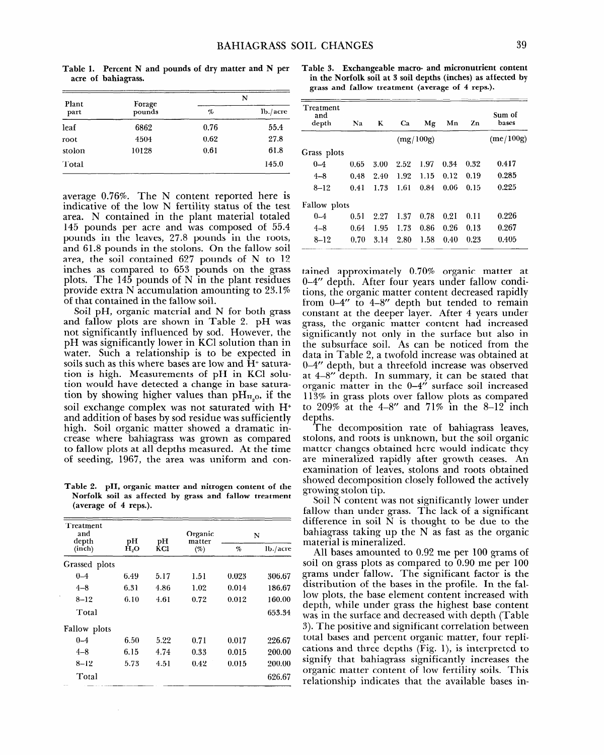Table 1. Percent N and pounds of dry matter and N per acre of bahiagrass.

| Plant part | Forage pounds | N | |
|---|---|---|---|
| | | % | lb./acre |
| leaf | 6862 | 0.76 | 55.4 |
| root | 4504 | 0.62 | 27.8 |
| stolon | 10128 | 0.61 | 61.8 |
| Total | | | 145.0 |

average 0.76%. The N content reported here is indicative of the low N fertility status of the test area. N contained in the plant material totaled 145 pounds per acre and was composed of 55.4 pounds in the leaves, 27.8 pounds in the roots, and 61.8 pounds in the stolons. On the fallow soil area, the soil contained 627 pounds of N to 12 inches as compared to 653 pounds on the grass plots. The 145 pounds of N in the plant residues provide extra N accumulation amounting to 23.1% of that contained in the fallow soil.

Soil pH, organic material and N for both grass and fallow plots are shown in Table 2. pH was not significantly influenced by sod. However, the pH was significantly lower in KCl solution than in water. Such a relationship is to be expected in soils such as this where bases are low and $H^+$ saturation is high. Measurements of pH in KCl solution would have detected a change in base saturation by showing higher values than $pH_{H_2O}$, if the soil exchange complex was not saturated with $H^+$ and addition of bases by sod residue was sufficiently high. Soil organic matter showed a dramatic increase where bahiagrass was grown as compared to fallow plots at all depths measured. At the time of seeding, 1967, the area was uniform and contained approximately 0.70% organic matter at 0–4" depth. After four years under fallow conditions, the organic matter content decreased rapidly from 0–4" to 4–8" depth but tended to remain constant at the deeper layer. After 4 years under grass, the organic matter content had increased significantly not only in the surface but also in the subsurface soil. As can be noticed from the data in Table 2, a twofold increase was obtained at 0–4" depth, but a threefold increase was observed at 4–8" depth. In summary, it can be stated that organic matter in the 0–4" surface soil increased 113% in grass plots over fallow plots as compared to 209% at the 4–8" and 71% in the 8–12 inch depths.

Table 2. pH, organic matter and nitrogen content of the Norfolk soil as affected by grass and fallow treatment (average of 4 reps.).

| Treatment and depth (inch) | pH $H_2O$ | pH KCl | Organic matter (%) | N % | N lb./acre |
|---|---|---|---|---|---|
| Grassed plots | | | | | |
| 0–4 | 6.49 | 5.17 | 1.51 | 0.023 | 306.67 |
| 4–8 | 6.31 | 4.86 | 1.02 | 0.014 | 186.67 |
| 8–12 | 6.10 | 4.61 | 0.72 | 0.012 | 160.00 |
| Total | | | | | 653.34 |
| Fallow plots | | | | | |
| 0–4 | 6.50 | 5.22 | 0.71 | 0.017 | 226.67 |
| 4–8 | 6.15 | 4.74 | 0.33 | 0.015 | 200.00 |
| 8–12 | 5.73 | 4.51 | 0.42 | 0.015 | 200.00 |
| Total | | | | | 626.67 |

Table 3. Exchangeable macro- and micronutrient content in the Norfolk soil at 3 soil depths (inches) as affected by grass and fallow treatment (average of 4 reps.).

| Treatment and depth | Na | K | Ca | Mg | Mn | Zn | Sum of bases |
|---|---|---|---|---|---|---|---|
| | (mg/100g) | | | | | | (me/100g) |
| Grass plots | | | | | | | |
| 0–4 | 0.65 | 3.00 | 2.52 | 1.97 | 0.34 | 0.32 | 0.417 |
| 4–8 | 0.48 | 2.40 | 1.92 | 1.15 | 0.12 | 0.19 | 0.285 |
| 8–12 | 0.41 | 1.73 | 1.61 | 0.84 | 0.06 | 0.15 | 0.225 |
| Fallow plots | | | | | | | |
| 0–4 | 0.51 | 2.27 | 1.37 | 0.78 | 0.21 | 0.11 | 0.226 |
| 4–8 | 0.64 | 1.95 | 1.73 | 0.86 | 0.26 | 0.13 | 0.267 |
| 8–12 | 0.70 | 3.14 | 2.80 | 1.58 | 0.40 | 0.23 | 0.405 |

The decomposition rate of bahiagrass leaves, stolons, and roots is unknown, but the soil organic matter changes obtained here would indicate they are mineralized rapidly after growth ceases. An examination of leaves, stolons and roots obtained showed decomposition closely followed the actively growing stolon tip.

Soil N content was not significantly lower under fallow than under grass. The lack of a significant difference in soil N is thought to be due to the bahiagrass taking up the N as fast as the organic material is mineralized.

All bases amounted to 0.92 me per 100 grams of soil on grass plots as compared to 0.90 me per 100 grams under fallow. The significant factor is the distribution of the bases in the profile. In the fallow plots, the base element content increased with depth, while under grass the highest base content was in the surface and decreased with depth (Table 3). The positive and significant correlation between total bases and percent organic matter, four replications and three depths (Fig. 1), is interpreted to signify that bahiagrass significantly increases the organic matter content of low fertility soils. This relationship indicates that the available bases in-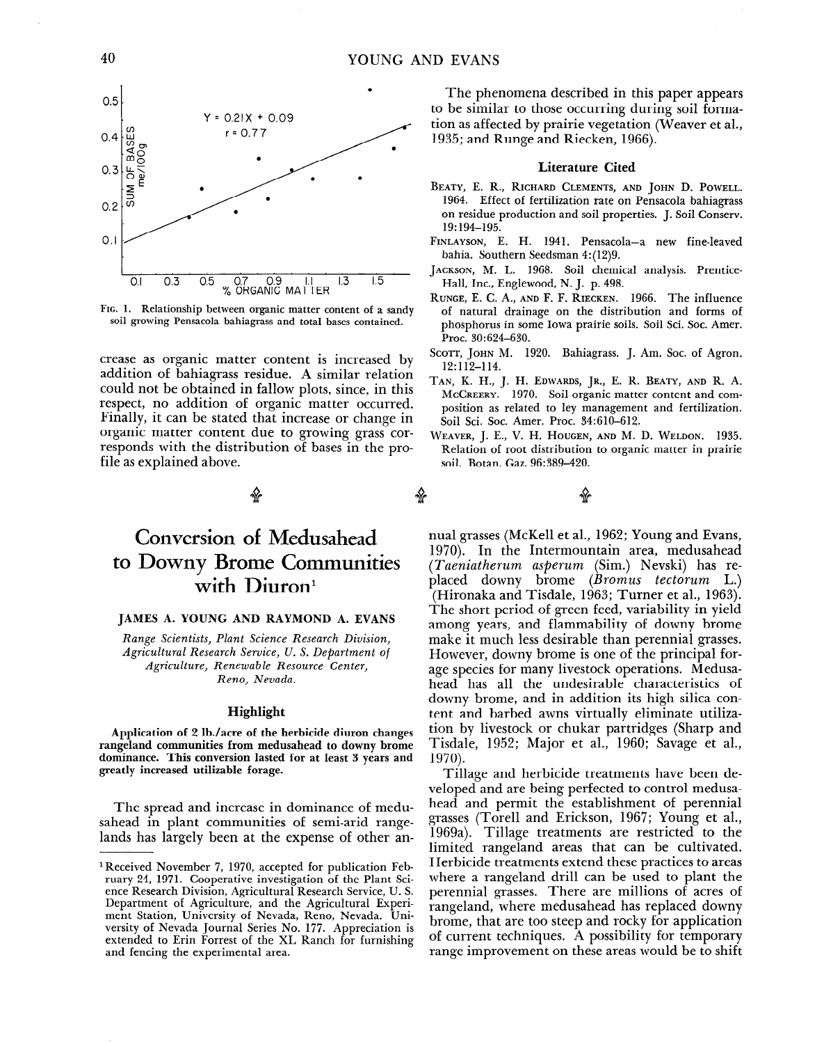0.5
0.4
0.3
0.2
0.1
SUM OF BASES me/100g
Y = 0.21X + 0.09
r = 0.77
0.1 0.3 0.5 0.7 0.9 1.1 1.3 1.5
% ORGANIC MATTER

FIG. 1. Relationship between organic matter content of a sandy soil growing Pensacola bahiagrass and total bases contained.

crease as organic matter content is increased by addition of bahiagrass residue. A similar relation could not be obtained in fallow plots, since, in this respect, no addition of organic matter occurred. Finally, it can be stated that increase or change in organic matter content due to growing grass corresponds with the distribution of bases in the profile as explained above.

The phenomena described in this paper appears to be similar to those occurring during soil formation as affected by prairie vegetation (Weaver et al., 1935; and Runge and Riecken, 1966).

### Literature Cited

BEATY, E. R., RICHARD CLEMENTS, AND JOHN D. POWELL. 1964. Effect of fertilization rate on Pensacola bahiagrass on residue production and soil properties. J. Soil Conserv. 19:194–195.

FINLAYSON, E. H. 1941. Pensacola—a new fine-leaved bahia. Southern Seedsman 4:(12)9.

JACKSON, M. L. 1968. Soil chemical analysis. Prentice-Hall, Inc., Englewood, N. J. p. 498.

RUNGE, E. C. A., AND F. F. RIECKEN. 1966. The influence of natural drainage on the distribution and forms of phosphorus in some Iowa prairie soils. Soil Sci. Soc. Amer. Proc. 30:624–630.

SCOTT, JOHN M. 1920. Bahiagrass. J. Am. Soc. of Agron. 12:112–114.

TAN, K. H., J. H. EDWARDS, JR., E. R. BEATY, AND R. A. MCCREERY. 1970. Soil organic matter content and composition as related to ley management and fertilization. Soil Sci. Soc. Amer. Proc. 34:610–612.

WEAVER, J. E., V. H. HOUGEN, AND M. D. WELDON. 1935. Relation of root distribution to organic matter in prairie soil. Botan. Gaz. 96:389–420.

# Conversion of Medusahead to Downy Brome Communities with Diuron[1]

**JAMES A. YOUNG AND RAYMOND A. EVANS**

*Range Scientists, Plant Science Research Division, Agricultural Research Service, U. S. Department of Agriculture, Renewable Resource Center, Reno, Nevada.*

### Highlight

**Application of 2 lb./acre of the herbicide diuron changes rangeland communities from medusahead to downy brome dominance. This conversion lasted for at least 3 years and greatly increased utilizable forage.**

The spread and increase in dominance of medusahead in plant communities of semi-arid rangelands has largely been at the expense of other annual grasses (McKell et al., 1962; Young and Evans, 1970). In the Intermountain area, medusahead (*Taeniatherum asperum* (Sim.) Nevski) has replaced downy brome (*Bromus tectorum* L.) (Hironaka and Tisdale, 1963; Turner et al., 1963). The short period of green feed, variability in yield among years, and flammability of downy brome make it much less desirable than perennial grasses. However, downy brome is one of the principal forage species for many livestock operations. Medusahead has all the undesirable characteristics of downy brome, and in addition its high silica content and barbed awns virtually eliminate utilization by livestock or chukar partridges (Sharp and Tisdale, 1952; Major et al., 1960; Savage et al., 1970).

Tillage and herbicide treatments have been developed and are being perfected to control medusahead and permit the establishment of perennial grasses (Torell and Erickson, 1967; Young et al., 1969a). Tillage treatments are restricted to the limited rangeland areas that can be cultivated. Herbicide treatments extend these practices to areas where a rangeland drill can be used to plant the perennial grasses. There are millions of acres of rangeland, where medusahead has replaced downy brome, that are too steep and rocky for application of current techniques. A possibility for temporary range improvement on these areas would be to shift

[1] Received November 7, 1970, accepted for publication February 24, 1971. Cooperative investigation of the Plant Science Research Division, Agricultural Research Service, U. S. Department of Agriculture, and the Agricultural Experiment Station, University of Nevada, Reno, Nevada. University of Nevada Journal Series No. 177. Appreciation is extended to Erin Forrest of the XL Ranch for furnishing and fencing the experimental area.